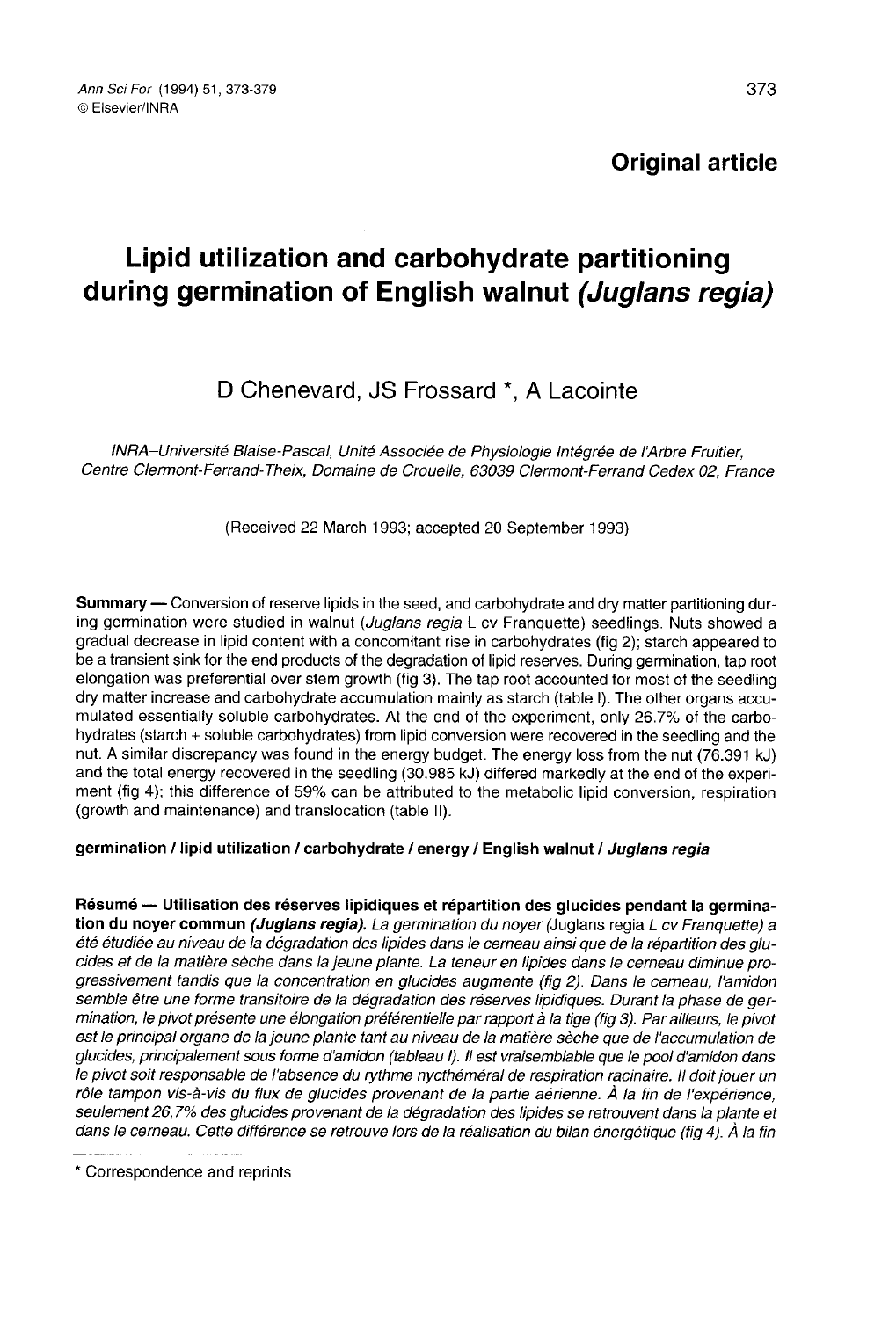**Original article**

# Lipid utilization and carbohydrate partitioning during germination of English walnut (*Juglans regia*)

D Chenevard, JS Frossard *, A Lacointe

*INRA–Université Blaise-Pascal, Unité Associée de Physiologie Intégrée de l'Arbre Fruitier, Centre Clermont-Ferrand-Theix, Domaine de Crouelle, 63039 Clermont-Ferrand Cedex 02, France*

(Received 22 March 1993; accepted 20 September 1993)

**Summary** — Conversion of reserve lipids in the seed, and carbohydrate and dry matter partitioning during germination were studied in walnut (*Juglans regia* L cv Franquette) seedlings. Nuts showed a gradual decrease in lipid content with a concomitant rise in carbohydrates (fig 2); starch appeared to be a transient sink for the end products of the degradation of lipid reserves. During germination, tap root elongation was preferential over stem growth (fig 3). The tap root accounted for most of the seedling dry matter increase and carbohydrate accumulation mainly as starch (table I). The other organs accumulated essentially soluble carbohydrates. At the end of the experiment, only 26.7% of the carbohydrates (starch + soluble carbohydrates) from lipid conversion were recovered in the seedling and the nut. A similar discrepancy was found in the energy budget. The energy loss from the nut (76.391 kJ) and the total energy recovered in the seedling (30.985 kJ) differed markedly at the end of the experiment (fig 4); this difference of 59% can be attributed to the metabolic lipid conversion, respiration (growth and maintenance) and translocation (table II).

**germination / lipid utilization / carbohydrate / energy / English walnut / *Juglans regia***

**Résumé** — **Utilisation des réserves lipidiques et répartition des glucides pendant la germination du noyer commun (*Juglans regia*).** *La germination du noyer (*Juglans regia *L cv Franquette) a été étudiée au niveau de la dégradation des lipides dans le cerneau ainsi que de la répartition des glucides et de la matière sèche dans la jeune plante. La teneur en lipides dans le cerneau diminue progressivement tandis que la concentration en glucides augmente (fig 2). Dans le cerneau, l'amidon semble être une forme transitoire de la dégradation des réserves lipidiques. Durant la phase de germination, le pivot présente une élongation préférentielle par rapport à la tige (fig 3). Par ailleurs, le pivot est le principal organe de la jeune plante tant au niveau de la matière sèche que de l'accumulation de glucides, principalement sous forme d'amidon (tableau I). Il est vraisemblable que le pool d'amidon dans le pivot soit responsable de l'absence du rythme nycthéméral de respiration racinaire. Il doit jouer un rôle tampon vis-à-vis du flux de glucides provenant de la partie aérienne. À la fin de l'expérience, seulement 26,7% des glucides provenant de la dégradation des lipides se retrouvent dans la plante et dans le cerneau. Cette différence se retrouve lors de la réalisation du bilan énergétique (fig 4). À la fin*

\* Correspondence and reprints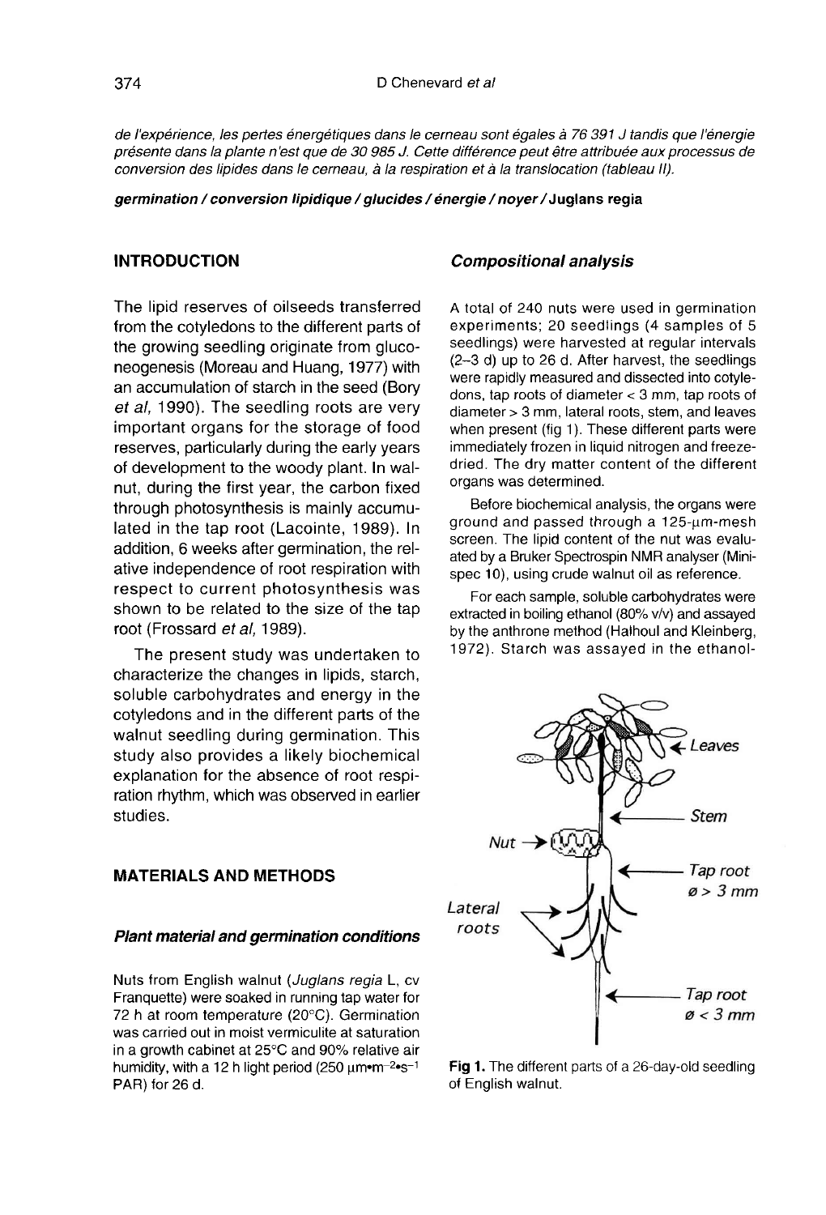de l'expérience, les pertes énergétiques dans le cerneau sont égales à 76 391 J tandis que l'énergie présente dans la plante n'est que de 30 985 J. Cette différence peut être attribuée aux processus de conversion des lipides dans le cerneau, à la respiration et à la translocation (tableau II).

***germination / conversion lipidique / glucides / énergie / noyer /* Juglans regia**

## INTRODUCTION

The lipid reserves of oilseeds transferred from the cotyledons to the different parts of the growing seedling originate from gluconeogenesis (Moreau and Huang, 1977) with an accumulation of starch in the seed (Bory *et al*, 1990). The seedling roots are very important organs for the storage of food reserves, particularly during the early years of development to the woody plant. In walnut, during the first year, the carbon fixed through photosynthesis is mainly accumulated in the tap root (Lacointe, 1989). In addition, 6 weeks after germination, the relative independence of root respiration with respect to current photosynthesis was shown to be related to the size of the tap root (Frossard *et al*, 1989).

The present study was undertaken to characterize the changes in lipids, starch, soluble carbohydrates and energy in the cotyledons and in the different parts of the walnut seedling during germination. This study also provides a likely biochemical explanation for the absence of root respiration rhythm, which was observed in earlier studies.

## MATERIALS AND METHODS

### *Plant material and germination conditions*

Nuts from English walnut (*Juglans regia* L, cv Franquette) were soaked in running tap water for 72 h at room temperature (20°C). Germination was carried out in moist vermiculite at saturation in a growth cabinet at 25°C and 90% relative air humidity, with a 12 h light period (250 $\mu m \cdot m^{-2} \cdot s^{-1}$ PAR) for 26 d.

### *Compositional analysis*

A total of 240 nuts were used in germination experiments; 20 seedlings (4 samples of 5 seedlings) were harvested at regular intervals (2–3 d) up to 26 d. After harvest, the seedlings were rapidly measured and dissected into cotyledons, tap roots of diameter < 3 mm, tap roots of diameter > 3 mm, lateral roots, stem, and leaves when present (fig 1). These different parts were immediately frozen in liquid nitrogen and freeze-dried. The dry matter content of the different organs was determined.

Before biochemical analysis, the organs were ground and passed through a 125-μm-mesh screen. The lipid content of the nut was evaluated by a Bruker Spectrospin NMR analyser (Minispec 10), using crude walnut oil as reference.

For each sample, soluble carbohydrates were extracted in boiling ethanol (80% v/v) and assayed by the anthrone method (Halhoul and Kleinberg, 1972). Starch was assayed in the ethanol-

Leaves
Stem
Nut
Tap root ø > 3 mm
Lateral roots
Tap root ø < 3 mm

**Fig 1.** The different parts of a 26-day-old seedling of English walnut.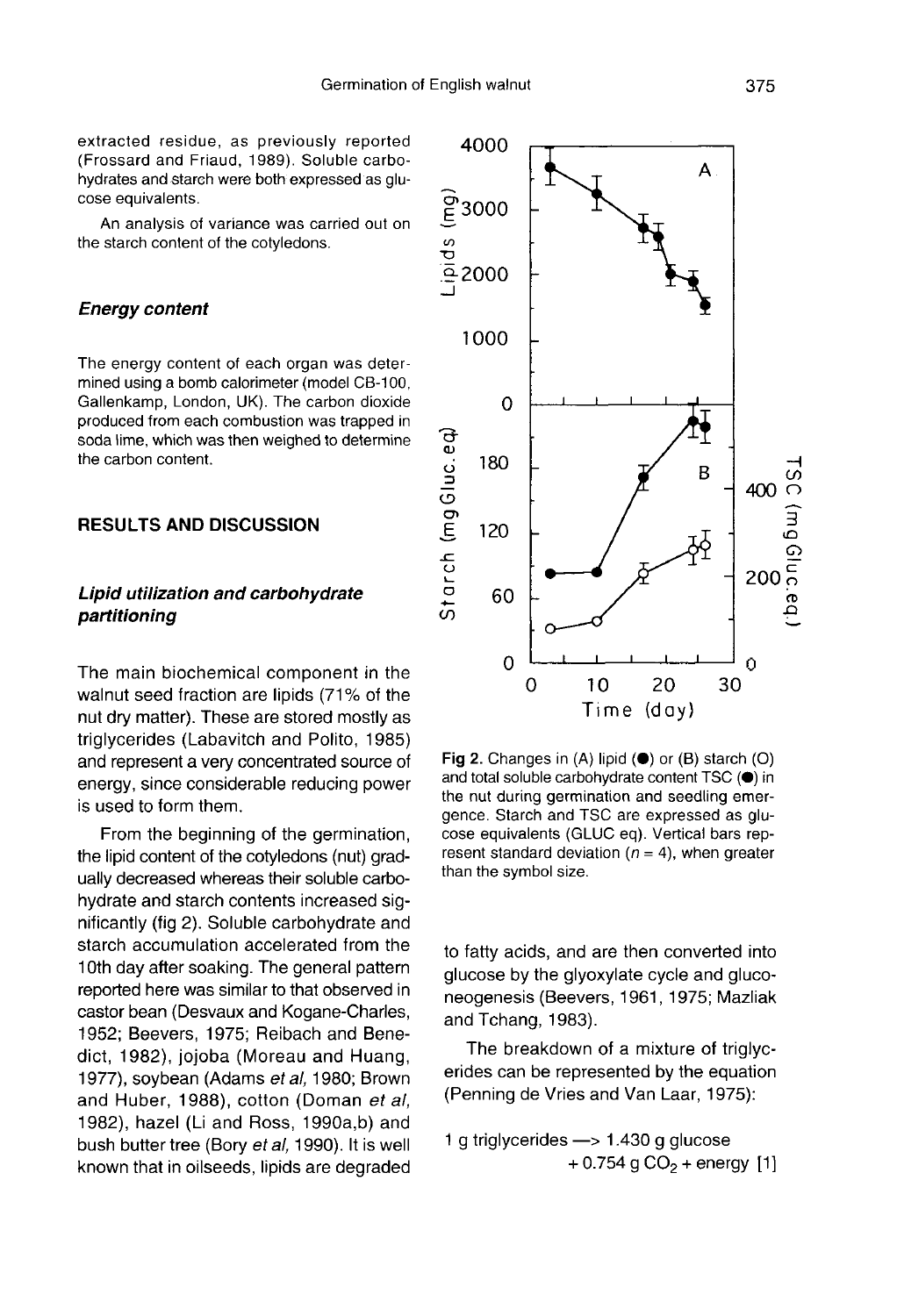extracted residue, as previously reported (Frossard and Friaud, 1989). Soluble carbohydrates and starch were both expressed as glucose equivalents.

An analysis of variance was carried out on the starch content of the cotyledons.

### *Energy content*

The energy content of each organ was determined using a bomb calorimeter (model CB-100, Gallenkamp, London, UK). The carbon dioxide produced from each combustion was trapped in soda lime, which was then weighed to determine the carbon content.

## RESULTS AND DISCUSSION

### *Lipid utilization and carbohydrate partitioning*

The main biochemical component in the walnut seed fraction are lipids (71% of the nut dry matter). These are stored mostly as triglycerides (Labavitch and Polito, 1985) and represent a very concentrated source of energy, since considerable reducing power is used to form them.

From the beginning of the germination, the lipid content of the cotyledons (nut) gradually decreased whereas their soluble carbohydrate and starch contents increased significantly (fig 2). Soluble carbohydrate and starch accumulation accelerated from the 10th day after soaking. The general pattern reported here was similar to that observed in castor bean (Desvaux and Kogane-Charles, 1952; Beevers, 1975; Reibach and Benedict, 1982), jojoba (Moreau and Huang, 1977), soybean (Adams *et al*, 1980; Brown and Huber, 1988), cotton (Doman *et al*, 1982), hazel (Li and Ross, 1990a,b) and bush butter tree (Bory *et al*, 1990). It is well known that in oilseeds, lipids are degraded

A

Lipids (mg)

4000

3000

2000

1000

0

B

Starch (mg Gluc. eq)

180

120

60

0

TSC (mg Gluc. eq.)

400

200

0

0 10 20 30

Time (day)

**Fig 2.** Changes in (A) lipid (●) or (B) starch (O) and total soluble carbohydrate content TSC (●) in the nut during germination and seedling emergence. Starch and TSC are expressed as glucose equivalents (GLUC eq). Vertical bars represent standard deviation ($n = 4$), when greater than the symbol size.

to fatty acids, and are then converted into glucose by the glyoxylate cycle and gluconeogenesis (Beevers, 1961, 1975; Mazliak and Tchang, 1983).

The breakdown of a mixture of triglycerides can be represented by the equation (Penning de Vries and Van Laar, 1975):

$$1 \text{ g triglycerides} \longrightarrow 1.430 \text{ g glucose} + 0.754 \text{ g } CO_2 + \text{energy} \quad [1]$$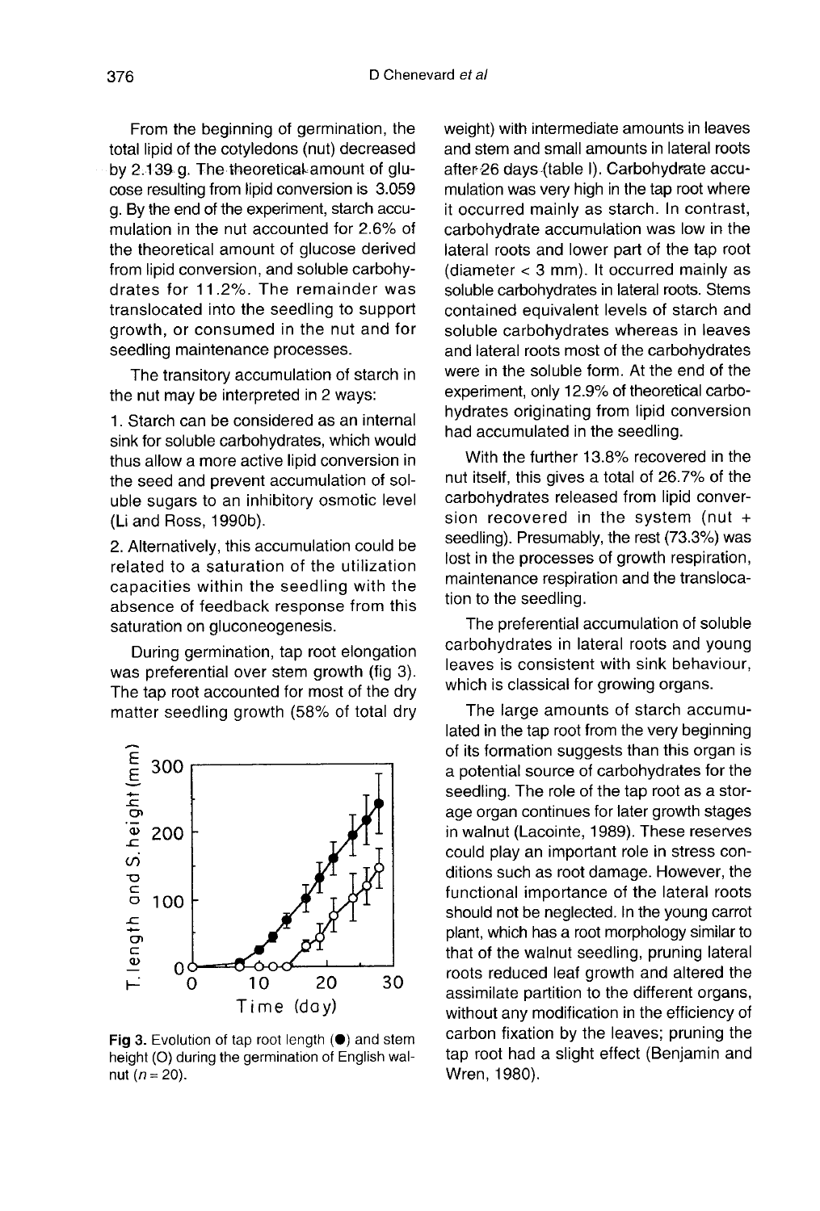From the beginning of germination, the total lipid of the cotyledons (nut) decreased by 2.139 g. The theoretical amount of glucose resulting from lipid conversion is 3.059 g. By the end of the experiment, starch accumulation in the nut accounted for 2.6% of the theoretical amount of glucose derived from lipid conversion, and soluble carbohydrates for 11.2%. The remainder was translocated into the seedling to support growth, or consumed in the nut and for seedling maintenance processes.

The transitory accumulation of starch in the nut may be interpreted in 2 ways:

1. Starch can be considered as an internal sink for soluble carbohydrates, which would thus allow a more active lipid conversion in the seed and prevent accumulation of soluble sugars to an inhibitory osmotic level (Li and Ross, 1990b).

2. Alternatively, this accumulation could be related to a saturation of the utilization capacities within the seedling with the absence of feedback response from this saturation on gluconeogenesis.

During germination, tap root elongation was preferential over stem growth (fig 3). The tap root accounted for most of the dry matter seedling growth (58% of total dry weight) with intermediate amounts in leaves and stem and small amounts in lateral roots after 26 days (table I). Carbohydrate accumulation was very high in the tap root where it occurred mainly as starch. In contrast, carbohydrate accumulation was low in the lateral roots and lower part of the tap root (diameter < 3 mm). It occurred mainly as soluble carbohydrates in lateral roots. Stems contained equivalent levels of starch and soluble carbohydrates whereas in leaves and lateral roots most of the carbohydrates were in the soluble form. At the end of the experiment, only 12.9% of theoretical carbohydrates originating from lipid conversion had accumulated in the seedling.

T. length and S. height (mm)
300
200
100
0
0
10
20
30
Time (day)

Fig 3. Evolution of tap root length (●) and stem height (O) during the germination of English walnut ($n = 20$).

With the further 13.8% recovered in the nut itself, this gives a total of 26.7% of the carbohydrates released from lipid conversion recovered in the system (nut + seedling). Presumably, the rest (73.3%) was lost in the processes of growth respiration, maintenance respiration and the translocation to the seedling.

The preferential accumulation of soluble carbohydrates in lateral roots and young leaves is consistent with sink behaviour, which is classical for growing organs.

The large amounts of starch accumulated in the tap root from the very beginning of its formation suggests than this organ is a potential source of carbohydrates for the seedling. The role of the tap root as a storage organ continues for later growth stages in walnut (Lacointe, 1989). These reserves could play an important role in stress conditions such as root damage. However, the functional importance of the lateral roots should not be neglected. In the young carrot plant, which has a root morphology similar to that of the walnut seedling, pruning lateral roots reduced leaf growth and altered the assimilate partition to the different organs, without any modification in the efficiency of carbon fixation by the leaves; pruning the tap root had a slight effect (Benjamin and Wren, 1980).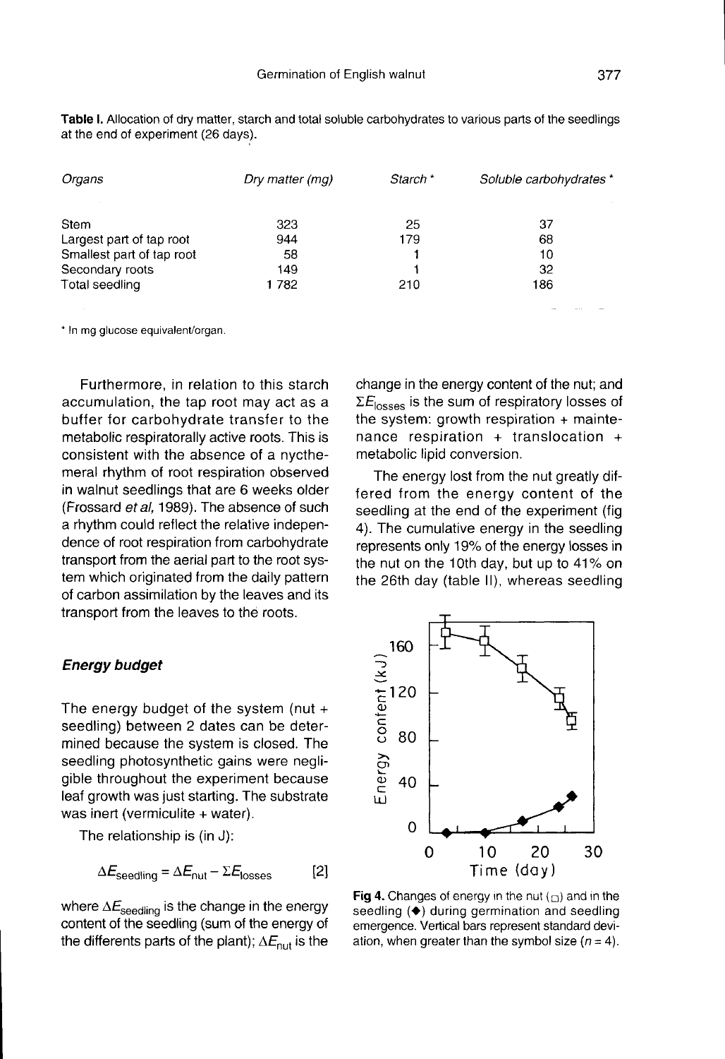**Table I.** Allocation of dry matter, starch and total soluble carbohydrates to various parts of the seedlings at the end of experiment (26 days).

| *Organs* | *Dry matter (mg)* | *Starch* * | *Soluble carbohydrates* * |
|---|---|---|---|
| Stem | 323 | 25 | 37 |
| Largest part of tap root | 944 | 179 | 68 |
| Smallest part of tap root | 58 | 1 | 10 |
| Secondary roots | 149 | 1 | 32 |
| Total seedling | 1 782 | 210 | 186 |

* In mg glucose equivalent/organ.

Furthermore, in relation to this starch accumulation, the tap root may act as a buffer for carbohydrate transfer to the metabolic respiratorally active roots. This is consistent with the absence of a nycthemeral rhythm of root respiration observed in walnut seedlings that are 6 weeks older (Frossard *et al,* 1989). The absence of such a rhythm could reflect the relative independence of root respiration from carbohydrate transport from the aerial part to the root system which originated from the daily pattern of carbon assimilation by the leaves and its transport from the leaves to the roots.

### *Energy budget*

The energy budget of the system (nut + seedling) between 2 dates can be determined because the system is closed. The seedling photosynthetic gains were negligible throughout the experiment because leaf growth was just starting. The substrate was inert (vermiculite + water).

The relationship is (in J):

$$\Delta E_{seedling} = \Delta E_{nut} - \Sigma E_{losses} \qquad [2]$$

where $\Delta E_{seedling}$ is the change in the energy content of the seedling (sum of the energy of the differents parts of the plant); $\Delta E_{nut}$ is the change in the energy content of the nut; and $\Sigma E_{losses}$ is the sum of respiratory losses of the system: growth respiration + maintenance respiration + translocation + metabolic lipid conversion.

The energy lost from the nut greatly differed from the energy content of the seedling at the end of the experiment (fig 4). The cumulative energy in the seedling represents only 19% of the energy losses in the nut on the 10th day, but up to 41% on the 26th day (table II), whereas seedling

Energy content (kJ)
160
120
80
40
0
0
10
20
30
Time (day)

**Fig 4.** Changes of energy in the nut (□) and in the seedling (◆) during germination and seedling emergence. Vertical bars represent standard deviation, when greater than the symbol size ($n = 4$).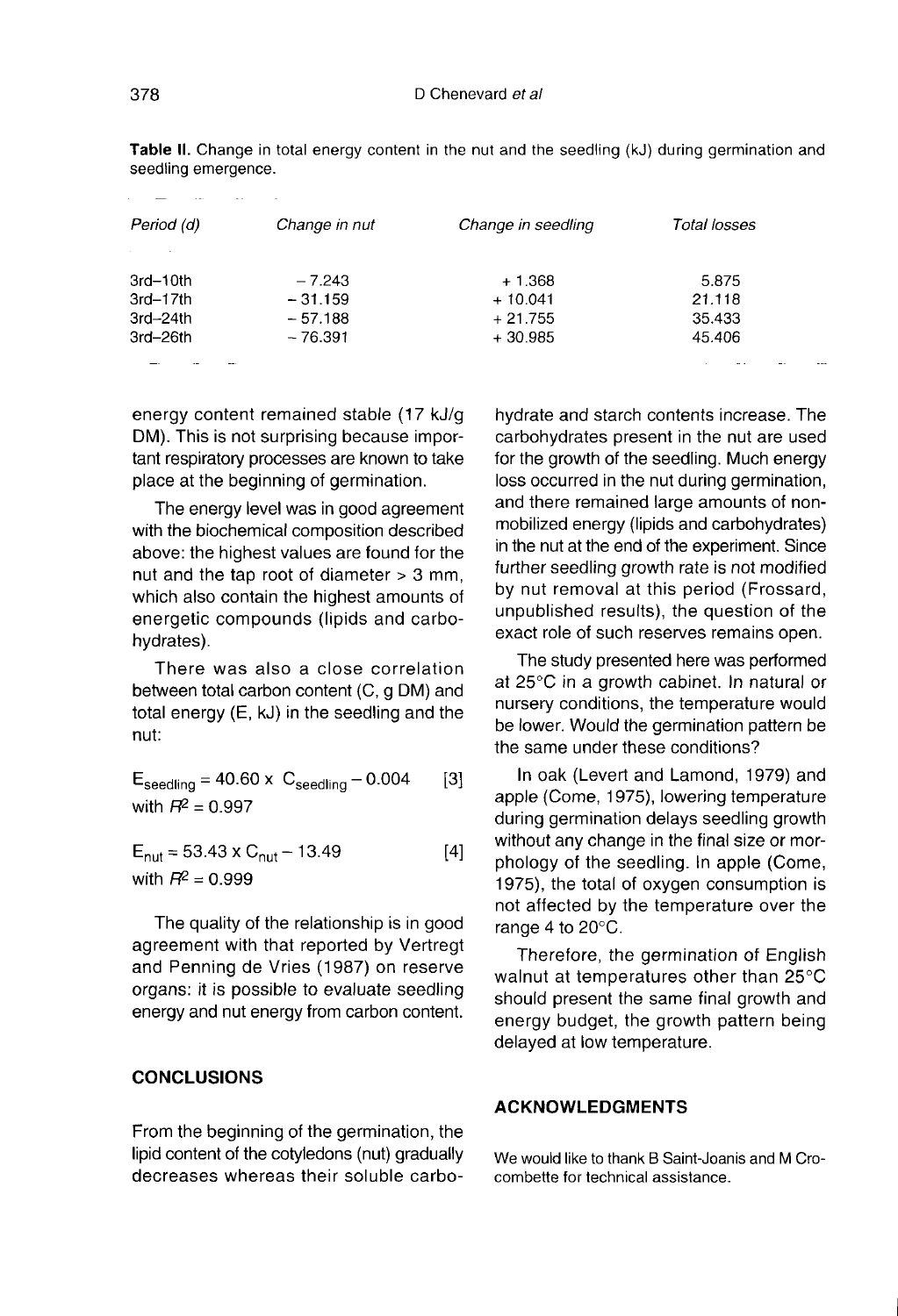**Table II.** Change in total energy content in the nut and the seedling (kJ) during germination and seedling emergence.

| *Period (d)* | *Change in nut* | *Change in seedling* | *Total losses* |
|---|---|---|---|
| 3rd–10th | − 7.243 | + 1.368 | 5.875 |
| 3rd–17th | − 31.159 | + 10.041 | 21.118 |
| 3rd–24th | − 57.188 | + 21.755 | 35.433 |
| 3rd–26th | − 76.391 | + 30.985 | 45.406 |

energy content remained stable (17 kJ/g DM). This is not surprising because important respiratory processes are known to take place at the beginning of germination.

The energy level was in good agreement with the biochemical composition described above: the highest values are found for the nut and the tap root of diameter > 3 mm, which also contain the highest amounts of energetic compounds (lipids and carbohydrates).

There was also a close correlation between total carbon content (C, g DM) and total energy (E, kJ) in the seedling and the nut:

$$E_{seedling} = 40.60 \times C_{seedling} - 0.004 \quad [3]$$

with $R^2 = 0.997$

$$E_{nut} = 53.43 \times C_{nut} - 13.49 \quad [4]$$

with $R^2 = 0.999$

The quality of the relationship is in good agreement with that reported by Vertregt and Penning de Vries (1987) on reserve organs: it is possible to evaluate seedling energy and nut energy from carbon content.

## CONCLUSIONS

From the beginning of the germination, the lipid content of the cotyledons (nut) gradually decreases whereas their soluble carbohydrate and starch contents increase. The carbohydrates present in the nut are used for the growth of the seedling. Much energy loss occurred in the nut during germination, and there remained large amounts of non-mobilized energy (lipids and carbohydrates) in the nut at the end of the experiment. Since further seedling growth rate is not modified by nut removal at this period (Frossard, unpublished results), the question of the exact role of such reserves remains open.

The study presented here was performed at 25°C in a growth cabinet. In natural or nursery conditions, the temperature would be lower. Would the germination pattern be the same under these conditions?

In oak (Levert and Lamond, 1979) and apple (Come, 1975), lowering temperature during germination delays seedling growth without any change in the final size or morphology of the seedling. In apple (Come, 1975), the total of oxygen consumption is not affected by the temperature over the range 4 to 20°C.

Therefore, the germination of English walnut at temperatures other than 25°C should present the same final growth and energy budget, the growth pattern being delayed at low temperature.

## ACKNOWLEDGMENTS

We would like to thank B Saint-Joanis and M Crocombette for technical assistance.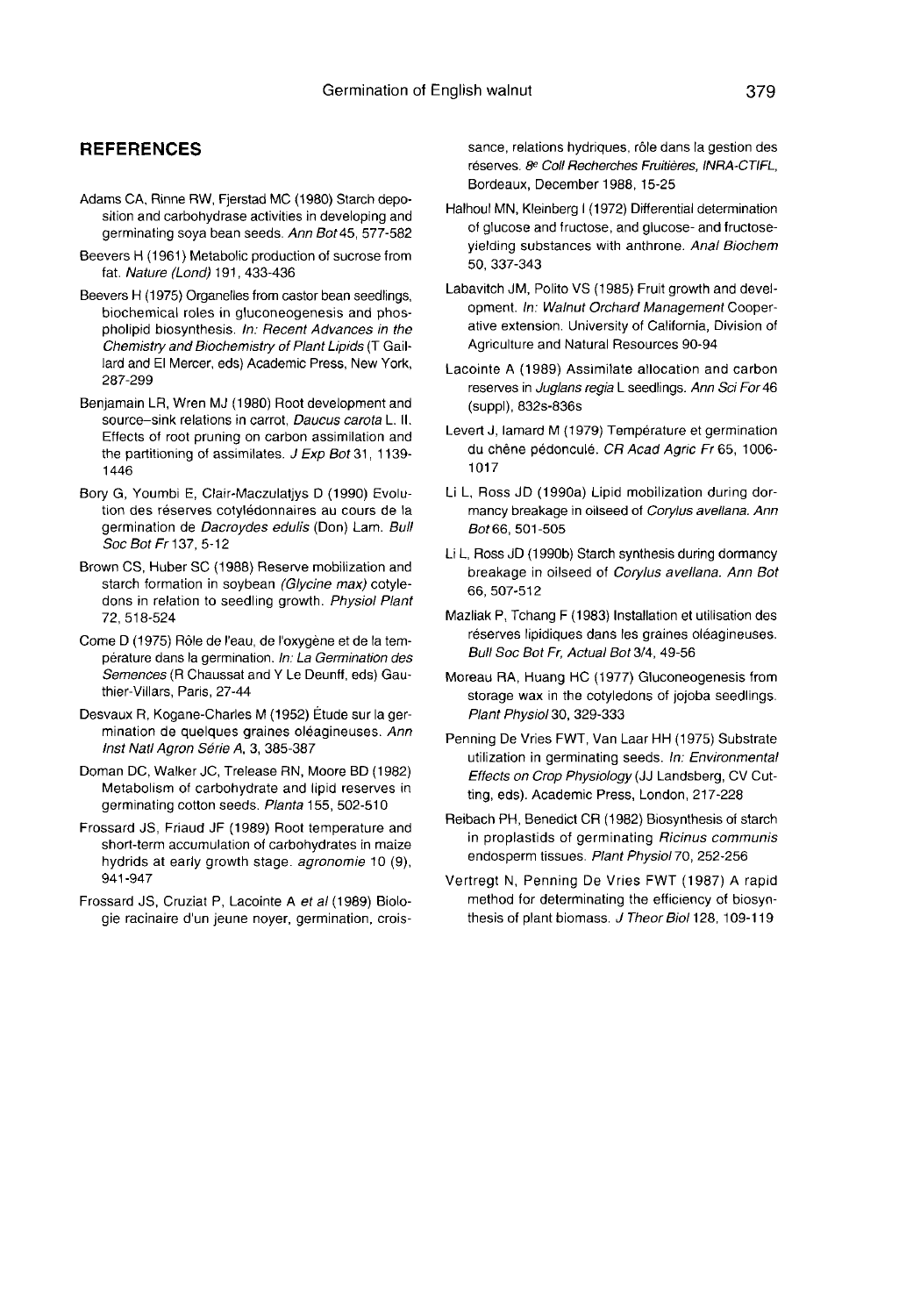## REFERENCES

Adams CA, Rinne RW, Fjerstad MC (1980) Starch deposition and carbohydrase activities in developing and germinating soya bean seeds. *Ann Bot* 45, 577-582

Beevers H (1961) Metabolic production of sucrose from fat. *Nature (Lond)* 191, 433-436

Beevers H (1975) Organelles from castor bean seedlings, biochemical roles in gluconeogenesis and phospholipid biosynthesis. *In: Recent Advances in the Chemistry and Biochemistry of Plant Lipids* (T Gaillard and El Mercer, eds) Academic Press, New York, 287-299

Benjamain LR, Wren MJ (1980) Root development and source–sink relations in carrot, *Daucus carota* L. II. Effects of root pruning on carbon assimilation and the partitioning of assimilates. *J Exp Bot* 31, 1139-1446

Bory G, Youmbi E, Clair-Maczulatjys D (1990) Evolution des réserves cotylédonnaires au cours de la germination de *Dacroydes edulis* (Don) Lam. *Bull Soc Bot Fr* 137, 5-12

Brown CS, Huber SC (1988) Reserve mobilization and starch formation in soybean *(Glycine max)* cotyledons in relation to seedling growth. *Physiol Plant* 72, 518-524

Come D (1975) Rôle de l'eau, de l'oxygène et de la température dans la germination. *In: La Germination des Semences* (R Chaussat and Y Le Deunff, eds) Gauthier-Villars, Paris, 27-44

Desvaux R, Kogane-Charles M (1952) Étude sur la germination de quelques graines oléagineuses. *Ann Inst Natl Agron Série A*, 3, 385-387

Doman DC, Walker JC, Trelease RN, Moore BD (1982) Metabolism of carbohydrate and lipid reserves in germinating cotton seeds. *Planta* 155, 502-510

Frossard JS, Friaud JF (1989) Root temperature and short-term accumulation of carbohydrates in maize hydrids at early growth stage. *agronomie* 10 (9), 941-947

Frossard JS, Cruziat P, Lacointe A *et al* (1989) Biologie racinaire d'un jeune noyer, germination, croissance, relations hydriques, rôle dans la gestion des réserves. *8e Coll Recherches Fruitières, INRA-CTIFL*, Bordeaux, December 1988, 15-25

Halhoul MN, Kleinberg I (1972) Differential determination of glucose and fructose, and glucose- and fructose-yielding substances with anthrone. *Anal Biochem* 50, 337-343

Labavitch JM, Polito VS (1985) Fruit growth and development. *In: Walnut Orchard Management* Cooperative extension. University of California, Division of Agriculture and Natural Resources 90-94

Lacointe A (1989) Assimilate allocation and carbon reserves in *Juglans regia* L seedlings. *Ann Sci For* 46 (suppl), 832s-836s

Levert J, Iamard M (1979) Température et germination du chêne pédonculé. *CR Acad Agric Fr* 65, 1006-1017

Li L, Ross JD (1990a) Lipid mobilization during dormancy breakage in oilseed of *Corylus avellana*. *Ann Bot* 66, 501-505

Li L, Ross JD (1990b) Starch synthesis during dormancy breakage in oilseed of *Corylus avellana*. *Ann Bot* 66, 507-512

Mazliak P, Tchang F (1983) Installation et utilisation des réserves lipidiques dans les graines oléagineuses. *Bull Soc Bot Fr, Actual Bot* 3/4, 49-56

Moreau RA, Huang HC (1977) Gluconeogenesis from storage wax in the cotyledons of jojoba seedlings. *Plant Physiol* 30, 329-333

Penning De Vries FWT, Van Laar HH (1975) Substrate utilization in germinating seeds. *In: Environmental Effects on Crop Physiology* (JJ Landsberg, CV Cutting, eds). Academic Press, London, 217-228

Reibach PH, Benedict CR (1982) Biosynthesis of starch in proplastids of germinating *Ricinus communis* endosperm tissues. *Plant Physiol* 70, 252-256

Vertregt N, Penning De Vries FWT (1987) A rapid method for determinating the efficiency of biosynthesis of plant biomass. *J Theor Biol* 128, 109-119